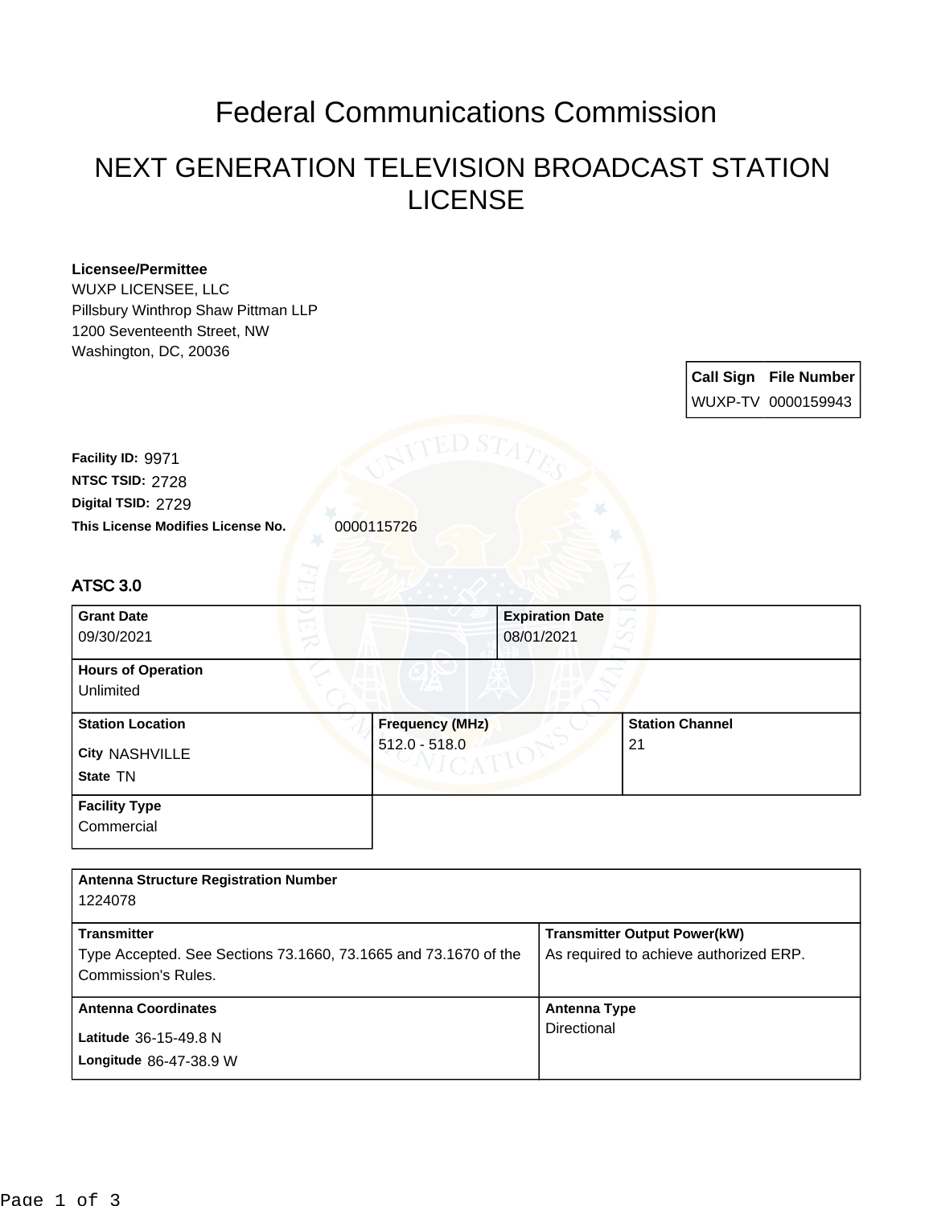# Federal Communications Commission

## NEXT GENERATION TELEVISION BROADCAST STATION LICENSE

**Licensee/Permittee**
WUXP LICENSEE, LLC
Pillsbury Winthrop Shaw Pittman LLP
1200 Seventeenth Street, NW
Washington, DC, 20036

| Call Sign | File Number |
|---|---|
| WUXP-TV | 0000159943 |

**Facility ID:** 9971
**NTSC TSID:** 2728
**Digital TSID:** 2729
**This License Modifies License No.** 0000115726

### ATSC 3.0

| **Grant Date** | **Expiration Date** | |
|---|---|---|
| 09/30/2021 | 08/01/2021 | |
| **Hours of Operation** | | |
| Unlimited | | |
| **Station Location** | **Frequency (MHz)** | **Station Channel** |
| City NASHVILLE<br>State TN | 512.0 - 518.0 | 21 |
| **Facility Type** | | |
| Commercial | | |

| **Antenna Structure Registration Number** | |
|---|---|
| 1224078 | |
| **Transmitter** | **Transmitter Output Power(kW)** |
| Type Accepted. See Sections 73.1660, 73.1665 and 73.1670 of the Commission's Rules. | As required to achieve authorized ERP. |
| **Antenna Coordinates** | **Antenna Type** |
| Latitude 36-15-49.8 N<br>Longitude 86-47-38.9 W | Directional |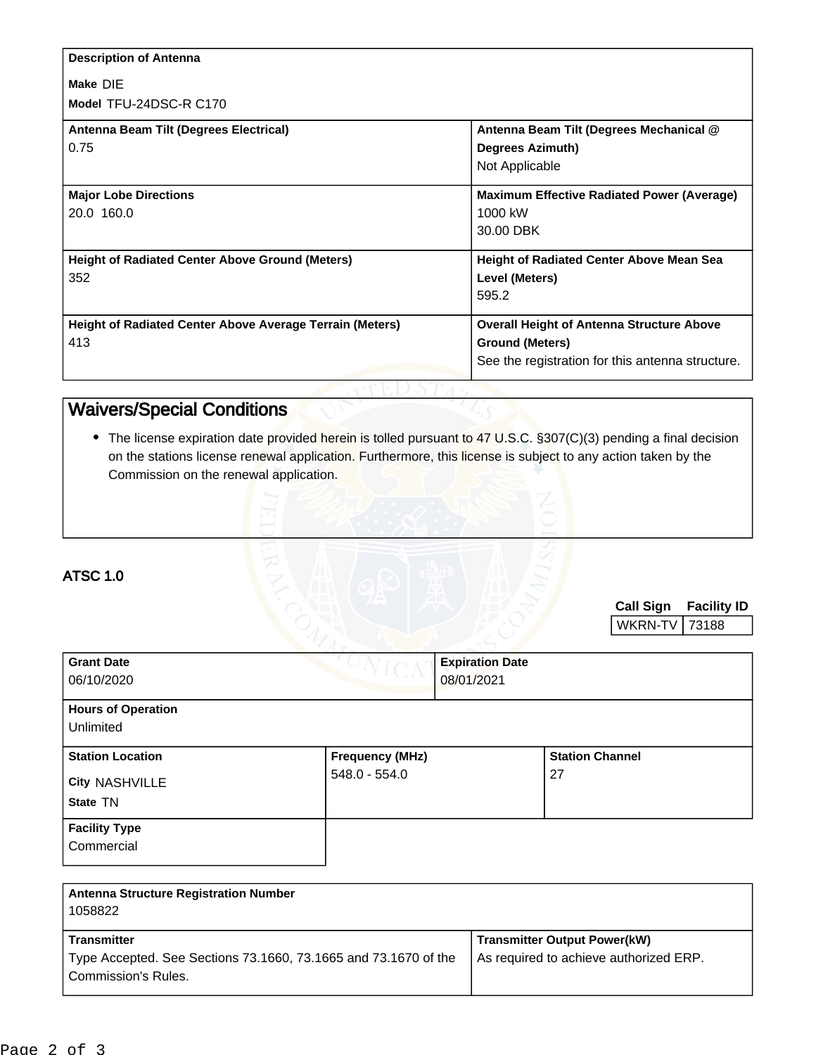| **Description of Antenna** | |
|---|---|
| **Make** DIE<br>**Model** TFU-24DSC-R C170 | |
| **Antenna Beam Tilt (Degrees Electrical)**<br>0.75 | **Antenna Beam Tilt (Degrees Mechanical @ Degrees Azimuth)**<br>Not Applicable |
| **Major Lobe Directions**<br>20.0 160.0 | **Maximum Effective Radiated Power (Average)**<br>1000 kW<br>30.00 DBK |
| **Height of Radiated Center Above Ground (Meters)**<br>352 | **Height of Radiated Center Above Mean Sea Level (Meters)**<br>595.2 |
| **Height of Radiated Center Above Average Terrain (Meters)**<br>413 | **Overall Height of Antenna Structure Above Ground (Meters)**<br>See the registration for this antenna structure. |

## Waivers/Special Conditions

- The license expiration date provided herein is tolled pursuant to 47 U.S.C. §307(C)(3) pending a final decision on the stations license renewal application. Furthermore, this license is subject to any action taken by the Commission on the renewal application.

## ATSC 1.0

| Call Sign | Facility ID |
|---|---|
| WKRN-TV | 73188 |

| **Grant Date** | **Expiration Date** | |
|---|---|---|
| 06/10/2020 | 08/01/2021 | |
| **Hours of Operation**<br>Unlimited | | |
| **Station Location**<br>**City** NASHVILLE<br>**State** TN | **Frequency (MHz)**<br>548.0 - 554.0 | **Station Channel**<br>27 |
| **Facility Type**<br>Commercial | | |

| **Antenna Structure Registration Number** | |
|---|---|
| 1058822 | |
| **Transmitter**<br>Type Accepted. See Sections 73.1660, 73.1665 and 73.1670 of the Commission's Rules. | **Transmitter Output Power(kW)**<br>As required to achieve authorized ERP. |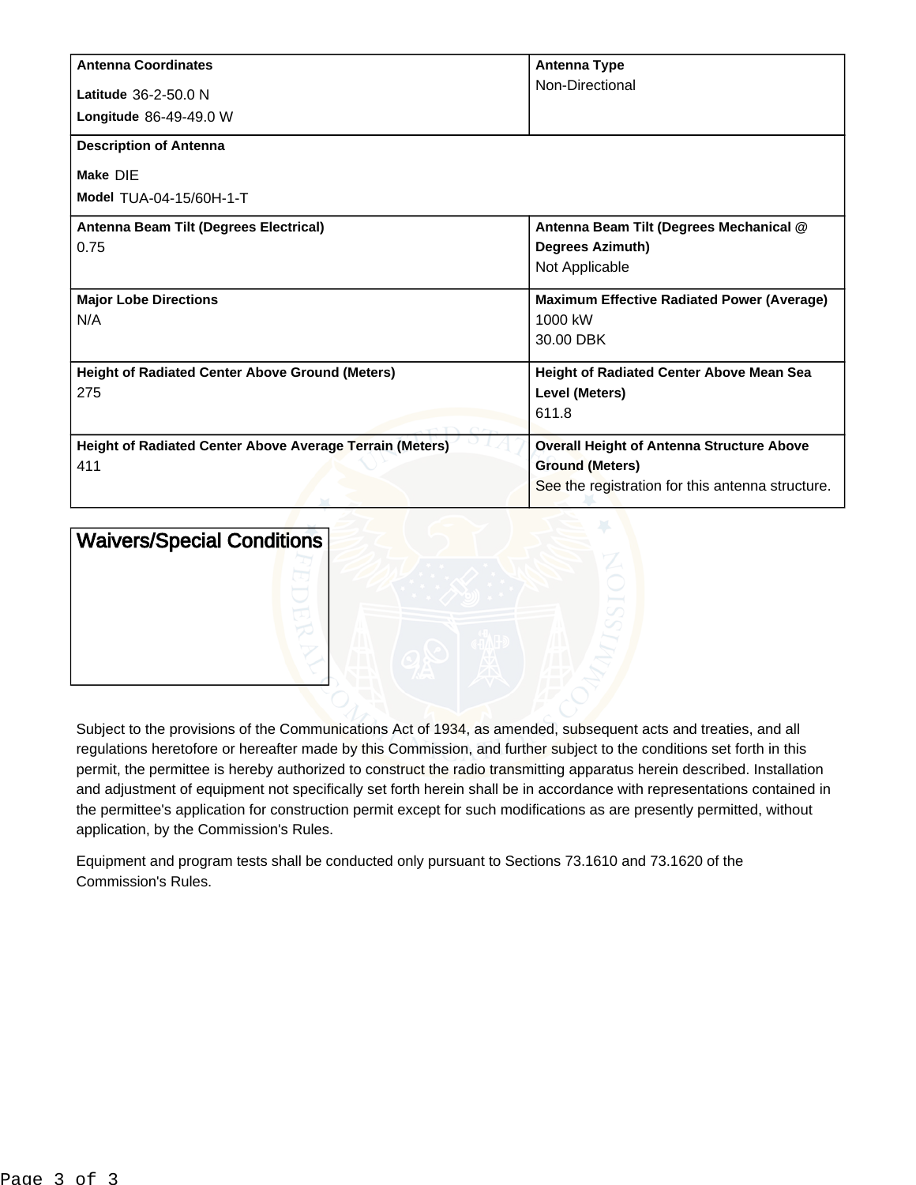| | |
|---|---|
| **Antenna Coordinates**<br>**Latitude** 36-2-50.0 N<br>**Longitude** 86-49-49.0 W | **Antenna Type**<br>Non-Directional |
| **Description of Antenna**<br>**Make** DIE<br>**Model** TUA-04-15/60H-1-T | |
| **Antenna Beam Tilt (Degrees Electrical)**<br>0.75 | **Antenna Beam Tilt (Degrees Mechanical @ Degrees Azimuth)**<br>Not Applicable |
| **Major Lobe Directions**<br>N/A | **Maximum Effective Radiated Power (Average)**<br>1000 kW<br>30.00 DBK |
| **Height of Radiated Center Above Ground (Meters)**<br>275 | **Height of Radiated Center Above Mean Sea Level (Meters)**<br>611.8 |
| **Height of Radiated Center Above Average Terrain (Meters)**<br>411 | **Overall Height of Antenna Structure Above Ground (Meters)**<br>See the registration for this antenna structure. |

## Waivers/Special Conditions

Subject to the provisions of the Communications Act of 1934, as amended, subsequent acts and treaties, and all regulations heretofore or hereafter made by this Commission, and further subject to the conditions set forth in this permit, the permittee is hereby authorized to construct the radio transmitting apparatus herein described. Installation and adjustment of equipment not specifically set forth herein shall be in accordance with representations contained in the permittee's application for construction permit except for such modifications as are presently permitted, without application, by the Commission's Rules.

Equipment and program tests shall be conducted only pursuant to Sections 73.1610 and 73.1620 of the Commission's Rules.